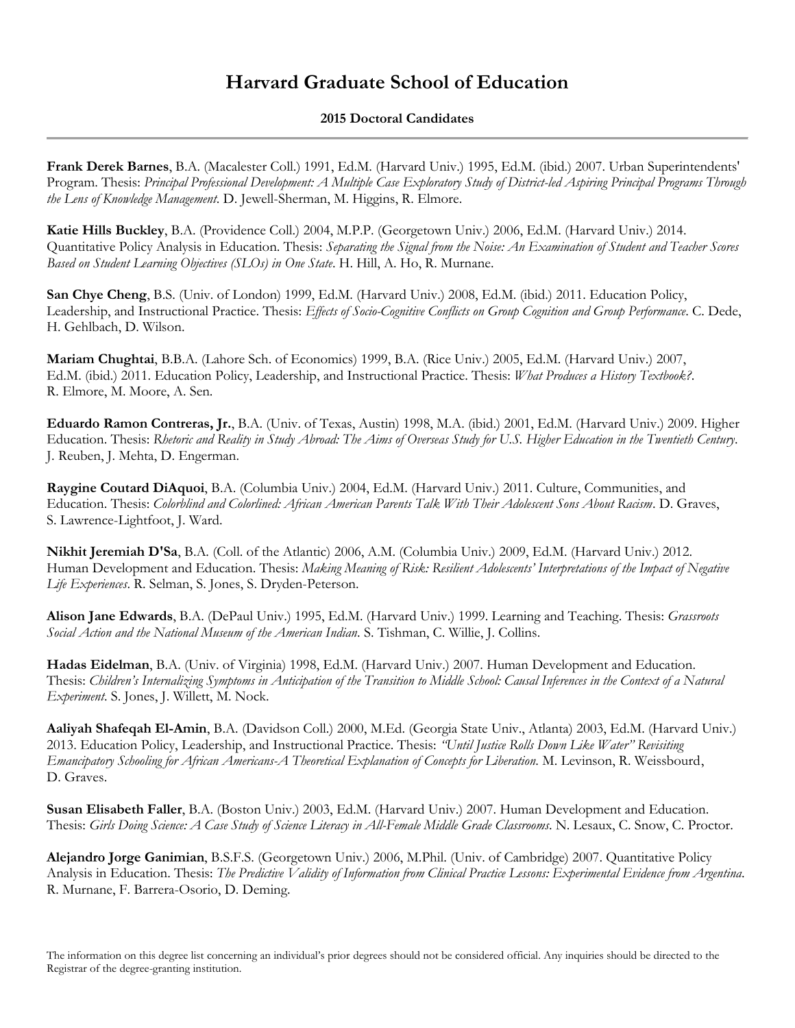# Harvard Graduate School of Education

## 2015 Doctoral Candidates

**Frank Derek Barnes**, B.A. (Macalester Coll.) 1991, Ed.M. (Harvard Univ.) 1995, Ed.M. (ibid.) 2007. Urban Superintendents' Program. Thesis: *Principal Professional Development: A Multiple Case Exploratory Study of District-led Aspiring Principal Programs Through the Lens of Knowledge Management*. D. Jewell-Sherman, M. Higgins, R. Elmore.

**Katie Hills Buckley**, B.A. (Providence Coll.) 2004, M.P.P. (Georgetown Univ.) 2006, Ed.M. (Harvard Univ.) 2014. Quantitative Policy Analysis in Education. Thesis: *Separating the Signal from the Noise: An Examination of Student and Teacher Scores Based on Student Learning Objectives (SLOs) in One State*. H. Hill, A. Ho, R. Murnane.

**San Chye Cheng**, B.S. (Univ. of London) 1999, Ed.M. (Harvard Univ.) 2008, Ed.M. (ibid.) 2011. Education Policy, Leadership, and Instructional Practice. Thesis: *Effects of Socio-Cognitive Conflicts on Group Cognition and Group Performance*. C. Dede, H. Gehlbach, D. Wilson.

**Mariam Chughtai**, B.B.A. (Lahore Sch. of Economics) 1999, B.A. (Rice Univ.) 2005, Ed.M. (Harvard Univ.) 2007, Ed.M. (ibid.) 2011. Education Policy, Leadership, and Instructional Practice. Thesis: *What Produces a History Textbook?*. R. Elmore, M. Moore, A. Sen.

**Eduardo Ramon Contreras, Jr.**, B.A. (Univ. of Texas, Austin) 1998, M.A. (ibid.) 2001, Ed.M. (Harvard Univ.) 2009. Higher Education. Thesis: *Rhetoric and Reality in Study Abroad: The Aims of Overseas Study for U.S. Higher Education in the Twentieth Century*. J. Reuben, J. Mehta, D. Engerman.

**Raygine Coutard DiAquoi**, B.A. (Columbia Univ.) 2004, Ed.M. (Harvard Univ.) 2011. Culture, Communities, and Education. Thesis: *Colorblind and Colorlined: African American Parents Talk With Their Adolescent Sons About Racism*. D. Graves, S. Lawrence-Lightfoot, J. Ward.

**Nikhit Jeremiah D'Sa**, B.A. (Coll. of the Atlantic) 2006, A.M. (Columbia Univ.) 2009, Ed.M. (Harvard Univ.) 2012. Human Development and Education. Thesis: *Making Meaning of Risk: Resilient Adolescents' Interpretations of the Impact of Negative Life Experiences*. R. Selman, S. Jones, S. Dryden-Peterson.

**Alison Jane Edwards**, B.A. (DePaul Univ.) 1995, Ed.M. (Harvard Univ.) 1999. Learning and Teaching. Thesis: *Grassroots Social Action and the National Museum of the American Indian*. S. Tishman, C. Willie, J. Collins.

**Hadas Eidelman**, B.A. (Univ. of Virginia) 1998, Ed.M. (Harvard Univ.) 2007. Human Development and Education. Thesis: *Children's Internalizing Symptoms in Anticipation of the Transition to Middle School: Causal Inferences in the Context of a Natural Experiment*. S. Jones, J. Willett, M. Nock.

**Aaliyah Shafeqah El-Amin**, B.A. (Davidson Coll.) 2000, M.Ed. (Georgia State Univ., Atlanta) 2003, Ed.M. (Harvard Univ.) 2013. Education Policy, Leadership, and Instructional Practice. Thesis: *"Until Justice Rolls Down Like Water" Revisiting Emancipatory Schooling for African Americans-A Theoretical Explanation of Concepts for Liberation*. M. Levinson, R. Weissbourd, D. Graves.

**Susan Elisabeth Faller**, B.A. (Boston Univ.) 2003, Ed.M. (Harvard Univ.) 2007. Human Development and Education. Thesis: *Girls Doing Science: A Case Study of Science Literacy in All-Female Middle Grade Classrooms*. N. Lesaux, C. Snow, C. Proctor.

**Alejandro Jorge Ganimian**, B.S.F.S. (Georgetown Univ.) 2006, M.Phil. (Univ. of Cambridge) 2007. Quantitative Policy Analysis in Education. Thesis: *The Predictive Validity of Information from Clinical Practice Lessons: Experimental Evidence from Argentina*. R. Murnane, F. Barrera-Osorio, D. Deming.

The information on this degree list concerning an individual's prior degrees should not be considered official. Any inquiries should be directed to the Registrar of the degree-granting institution.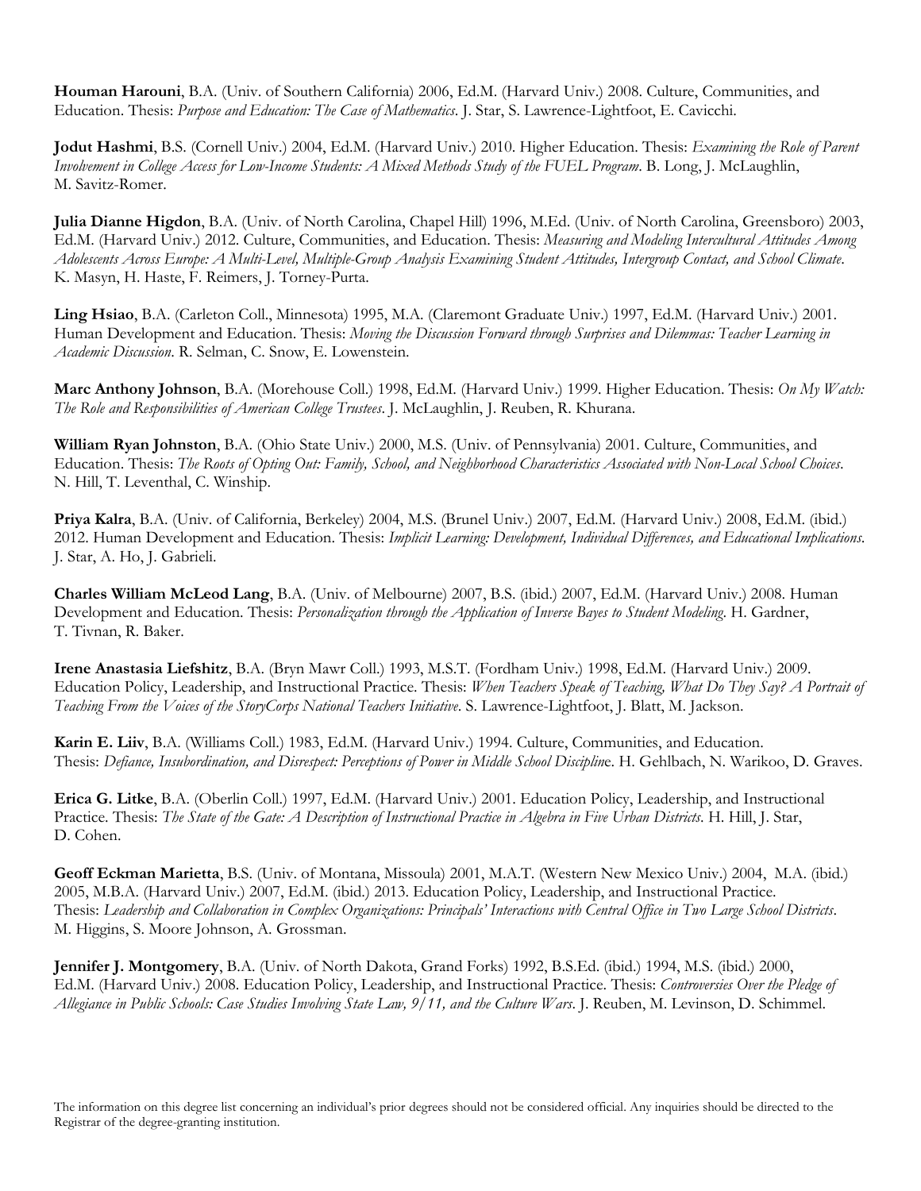**Houman Harouni**, B.A. (Univ. of Southern California) 2006, Ed.M. (Harvard Univ.) 2008. Culture, Communities, and Education. Thesis: *Purpose and Education: The Case of Mathematics*. J. Star, S. Lawrence-Lightfoot, E. Cavicchi.

**Jodut Hashmi**, B.S. (Cornell Univ.) 2004, Ed.M. (Harvard Univ.) 2010. Higher Education. Thesis: *Examining the Role of Parent Involvement in College Access for Low-Income Students: A Mixed Methods Study of the FUEL Program*. B. Long, J. McLaughlin, M. Savitz-Romer.

**Julia Dianne Higdon**, B.A. (Univ. of North Carolina, Chapel Hill) 1996, M.Ed. (Univ. of North Carolina, Greensboro) 2003, Ed.M. (Harvard Univ.) 2012. Culture, Communities, and Education. Thesis: *Measuring and Modeling Intercultural Attitudes Among Adolescents Across Europe: A Multi-Level, Multiple-Group Analysis Examining Student Attitudes, Intergroup Contact, and School Climate*. K. Masyn, H. Haste, F. Reimers, J. Torney-Purta.

**Ling Hsiao**, B.A. (Carleton Coll., Minnesota) 1995, M.A. (Claremont Graduate Univ.) 1997, Ed.M. (Harvard Univ.) 2001. Human Development and Education. Thesis: *Moving the Discussion Forward through Surprises and Dilemmas: Teacher Learning in Academic Discussion*. R. Selman, C. Snow, E. Lowenstein.

**Marc Anthony Johnson**, B.A. (Morehouse Coll.) 1998, Ed.M. (Harvard Univ.) 1999. Higher Education. Thesis: *On My Watch: The Role and Responsibilities of American College Trustees*. J. McLaughlin, J. Reuben, R. Khurana.

**William Ryan Johnston**, B.A. (Ohio State Univ.) 2000, M.S. (Univ. of Pennsylvania) 2001. Culture, Communities, and Education. Thesis: *The Roots of Opting Out: Family, School, and Neighborhood Characteristics Associated with Non-Local School Choices*. N. Hill, T. Leventhal, C. Winship.

**Priya Kalra**, B.A. (Univ. of California, Berkeley) 2004, M.S. (Brunel Univ.) 2007, Ed.M. (Harvard Univ.) 2008, Ed.M. (ibid.) 2012. Human Development and Education. Thesis: *Implicit Learning: Development, Individual Differences, and Educational Implications*. J. Star, A. Ho, J. Gabrieli.

**Charles William McLeod Lang**, B.A. (Univ. of Melbourne) 2007, B.S. (ibid.) 2007, Ed.M. (Harvard Univ.) 2008. Human Development and Education. Thesis: *Personalization through the Application of Inverse Bayes to Student Modeling*. H. Gardner, T. Tivnan, R. Baker.

**Irene Anastasia Liefshitz**, B.A. (Bryn Mawr Coll.) 1993, M.S.T. (Fordham Univ.) 1998, Ed.M. (Harvard Univ.) 2009. Education Policy, Leadership, and Instructional Practice. Thesis: *When Teachers Speak of Teaching, What Do They Say? A Portrait of Teaching From the Voices of the StoryCorps National Teachers Initiative*. S. Lawrence-Lightfoot, J. Blatt, M. Jackson.

**Karin E. Liiv**, B.A. (Williams Coll.) 1983, Ed.M. (Harvard Univ.) 1994. Culture, Communities, and Education. Thesis: *Defiance, Insubordination, and Disrespect: Perceptions of Power in Middle School Discipline*. H. Gehlbach, N. Warikoo, D. Graves.

**Erica G. Litke**, B.A. (Oberlin Coll.) 1997, Ed.M. (Harvard Univ.) 2001. Education Policy, Leadership, and Instructional Practice. Thesis: *The State of the Gate: A Description of Instructional Practice in Algebra in Five Urban Districts*. H. Hill, J. Star, D. Cohen.

**Geoff Eckman Marietta**, B.S. (Univ. of Montana, Missoula) 2001, M.A.T. (Western New Mexico Univ.) 2004, M.A. (ibid.) 2005, M.B.A. (Harvard Univ.) 2007, Ed.M. (ibid.) 2013. Education Policy, Leadership, and Instructional Practice. Thesis: *Leadership and Collaboration in Complex Organizations: Principals' Interactions with Central Office in Two Large School Districts*. M. Higgins, S. Moore Johnson, A. Grossman.

**Jennifer J. Montgomery**, B.A. (Univ. of North Dakota, Grand Forks) 1992, B.S.Ed. (ibid.) 1994, M.S. (ibid.) 2000, Ed.M. (Harvard Univ.) 2008. Education Policy, Leadership, and Instructional Practice. Thesis: *Controversies Over the Pledge of Allegiance in Public Schools: Case Studies Involving State Law, 9/11, and the Culture Wars*. J. Reuben, M. Levinson, D. Schimmel.

The information on this degree list concerning an individual's prior degrees should not be considered official. Any inquiries should be directed to the Registrar of the degree-granting institution.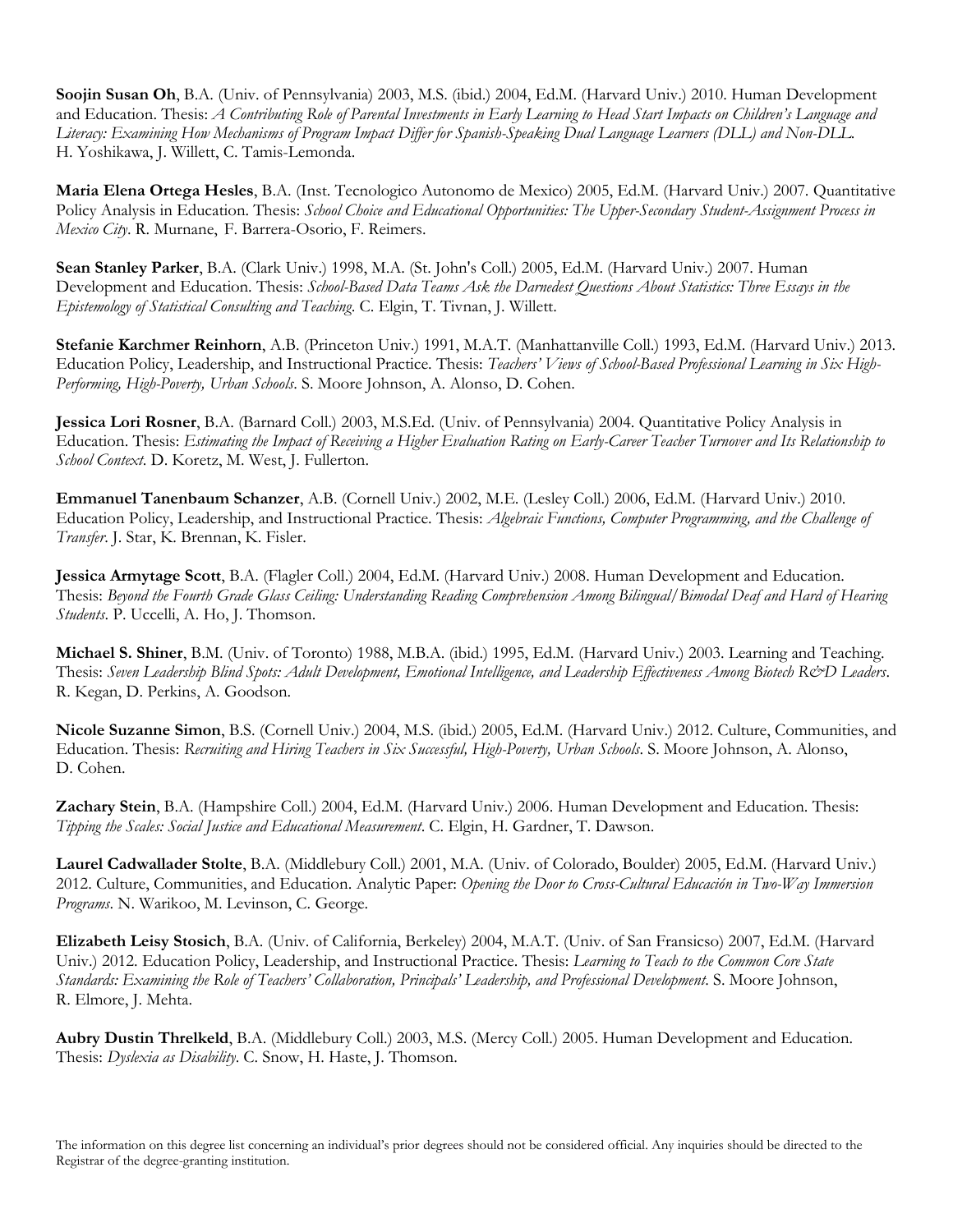**Soojin Susan Oh**, B.A. (Univ. of Pennsylvania) 2003, M.S. (ibid.) 2004, Ed.M. (Harvard Univ.) 2010. Human Development and Education. Thesis: *A Contributing Role of Parental Investments in Early Learning to Head Start Impacts on Children's Language and Literacy: Examining How Mechanisms of Program Impact Differ for Spanish-Speaking Dual Language Learners (DLL) and Non-DLL*. H. Yoshikawa, J. Willett, C. Tamis-Lemonda.

**Maria Elena Ortega Hesles**, B.A. (Inst. Tecnologico Autonomo de Mexico) 2005, Ed.M. (Harvard Univ.) 2007. Quantitative Policy Analysis in Education. Thesis: *School Choice and Educational Opportunities: The Upper-Secondary Student-Assignment Process in Mexico City*. R. Murnane, F. Barrera-Osorio, F. Reimers.

**Sean Stanley Parker**, B.A. (Clark Univ.) 1998, M.A. (St. John's Coll.) 2005, Ed.M. (Harvard Univ.) 2007. Human Development and Education. Thesis: *School-Based Data Teams Ask the Darnedest Questions About Statistics: Three Essays in the Epistemology of Statistical Consulting and Teaching*. C. Elgin, T. Tivnan, J. Willett.

**Stefanie Karchmer Reinhorn**, A.B. (Princeton Univ.) 1991, M.A.T. (Manhattanville Coll.) 1993, Ed.M. (Harvard Univ.) 2013. Education Policy, Leadership, and Instructional Practice. Thesis: *Teachers' Views of School-Based Professional Learning in Six High-Performing, High-Poverty, Urban Schools*. S. Moore Johnson, A. Alonso, D. Cohen.

**Jessica Lori Rosner**, B.A. (Barnard Coll.) 2003, M.S.Ed. (Univ. of Pennsylvania) 2004. Quantitative Policy Analysis in Education. Thesis: *Estimating the Impact of Receiving a Higher Evaluation Rating on Early-Career Teacher Turnover and Its Relationship to School Context*. D. Koretz, M. West, J. Fullerton.

**Emmanuel Tanenbaum Schanzer**, A.B. (Cornell Univ.) 2002, M.E. (Lesley Coll.) 2006, Ed.M. (Harvard Univ.) 2010. Education Policy, Leadership, and Instructional Practice. Thesis: *Algebraic Functions, Computer Programming, and the Challenge of Transfer*. J. Star, K. Brennan, K. Fisler.

**Jessica Armytage Scott**, B.A. (Flagler Coll.) 2004, Ed.M. (Harvard Univ.) 2008. Human Development and Education. Thesis: *Beyond the Fourth Grade Glass Ceiling: Understanding Reading Comprehension Among Bilingual/Bimodal Deaf and Hard of Hearing Students*. P. Uccelli, A. Ho, J. Thomson.

**Michael S. Shiner**, B.M. (Univ. of Toronto) 1988, M.B.A. (ibid.) 1995, Ed.M. (Harvard Univ.) 2003. Learning and Teaching. Thesis: *Seven Leadership Blind Spots: Adult Development, Emotional Intelligence, and Leadership Effectiveness Among Biotech R&D Leaders*. R. Kegan, D. Perkins, A. Goodson.

**Nicole Suzanne Simon**, B.S. (Cornell Univ.) 2004, M.S. (ibid.) 2005, Ed.M. (Harvard Univ.) 2012. Culture, Communities, and Education. Thesis: *Recruiting and Hiring Teachers in Six Successful, High-Poverty, Urban Schools*. S. Moore Johnson, A. Alonso, D. Cohen.

**Zachary Stein**, B.A. (Hampshire Coll.) 2004, Ed.M. (Harvard Univ.) 2006. Human Development and Education. Thesis: *Tipping the Scales: Social Justice and Educational Measurement*. C. Elgin, H. Gardner, T. Dawson.

**Laurel Cadwallader Stolte**, B.A. (Middlebury Coll.) 2001, M.A. (Univ. of Colorado, Boulder) 2005, Ed.M. (Harvard Univ.) 2012. Culture, Communities, and Education. Analytic Paper: *Opening the Door to Cross-Cultural Educación in Two-Way Immersion Programs*. N. Warikoo, M. Levinson, C. George.

**Elizabeth Leisy Stosich**, B.A. (Univ. of California, Berkeley) 2004, M.A.T. (Univ. of San Fransicso) 2007, Ed.M. (Harvard Univ.) 2012. Education Policy, Leadership, and Instructional Practice. Thesis: *Learning to Teach to the Common Core State Standards: Examining the Role of Teachers' Collaboration, Principals' Leadership, and Professional Development*. S. Moore Johnson, R. Elmore, J. Mehta.

**Aubry Dustin Threlkeld**, B.A. (Middlebury Coll.) 2003, M.S. (Mercy Coll.) 2005. Human Development and Education. Thesis: *Dyslexia as Disability*. C. Snow, H. Haste, J. Thomson.

The information on this degree list concerning an individual's prior degrees should not be considered official. Any inquiries should be directed to the Registrar of the degree-granting institution.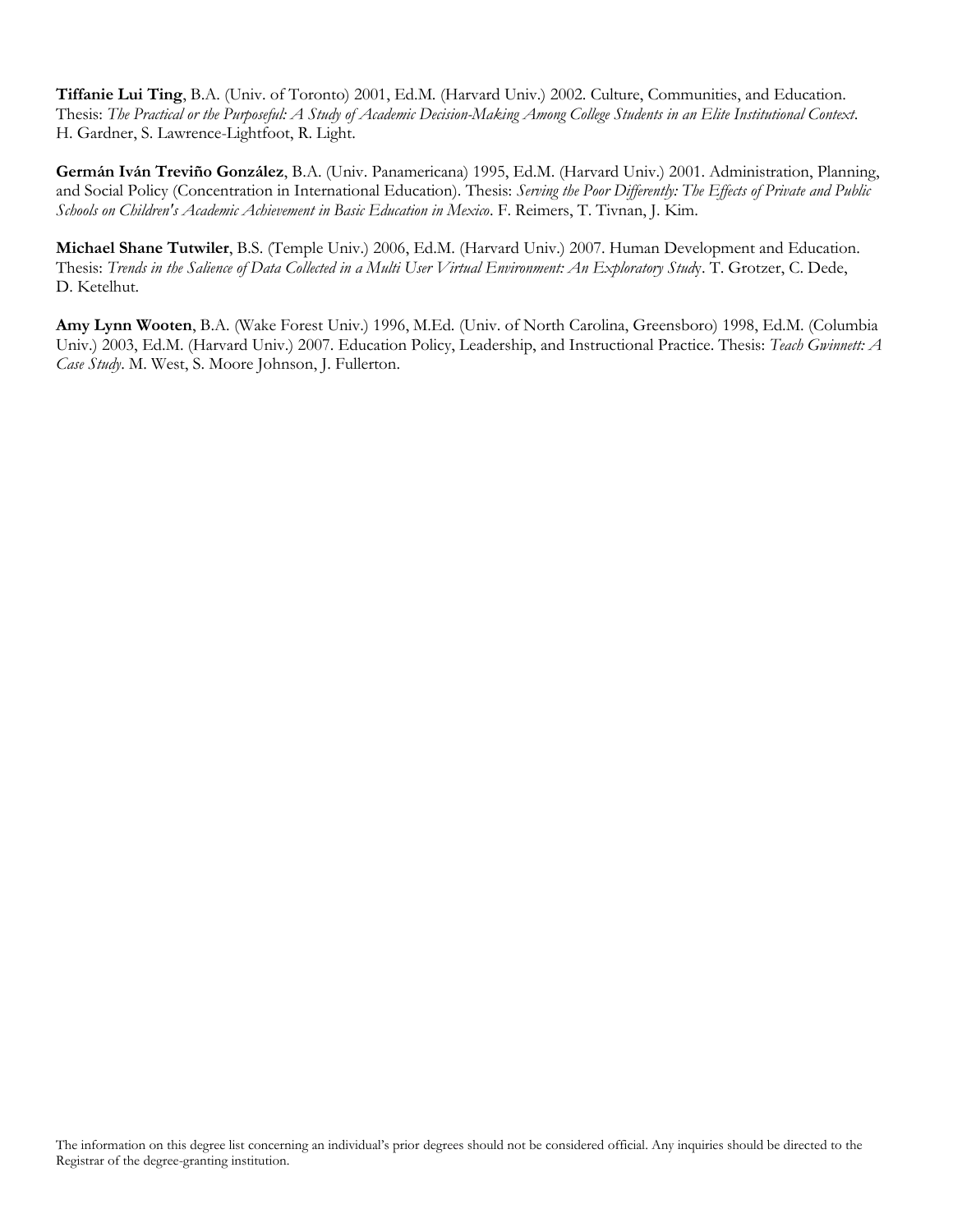**Tiffanie Lui Ting**, B.A. (Univ. of Toronto) 2001, Ed.M. (Harvard Univ.) 2002. Culture, Communities, and Education. Thesis: *The Practical or the Purposeful: A Study of Academic Decision-Making Among College Students in an Elite Institutional Context*. H. Gardner, S. Lawrence-Lightfoot, R. Light.

**Germán Iván Treviño González**, B.A. (Univ. Panamericana) 1995, Ed.M. (Harvard Univ.) 2001. Administration, Planning, and Social Policy (Concentration in International Education). Thesis: *Serving the Poor Differently: The Effects of Private and Public Schools on Children's Academic Achievement in Basic Education in Mexico*. F. Reimers, T. Tivnan, J. Kim.

**Michael Shane Tutwiler**, B.S. (Temple Univ.) 2006, Ed.M. (Harvard Univ.) 2007. Human Development and Education. Thesis: *Trends in the Salience of Data Collected in a Multi User Virtual Environment: An Exploratory Study*. T. Grotzer, C. Dede, D. Ketelhut.

**Amy Lynn Wooten**, B.A. (Wake Forest Univ.) 1996, M.Ed. (Univ. of North Carolina, Greensboro) 1998, Ed.M. (Columbia Univ.) 2003, Ed.M. (Harvard Univ.) 2007. Education Policy, Leadership, and Instructional Practice. Thesis: *Teach Gwinnett: A Case Study*. M. West, S. Moore Johnson, J. Fullerton.

The information on this degree list concerning an individual's prior degrees should not be considered official. Any inquiries should be directed to the Registrar of the degree-granting institution.